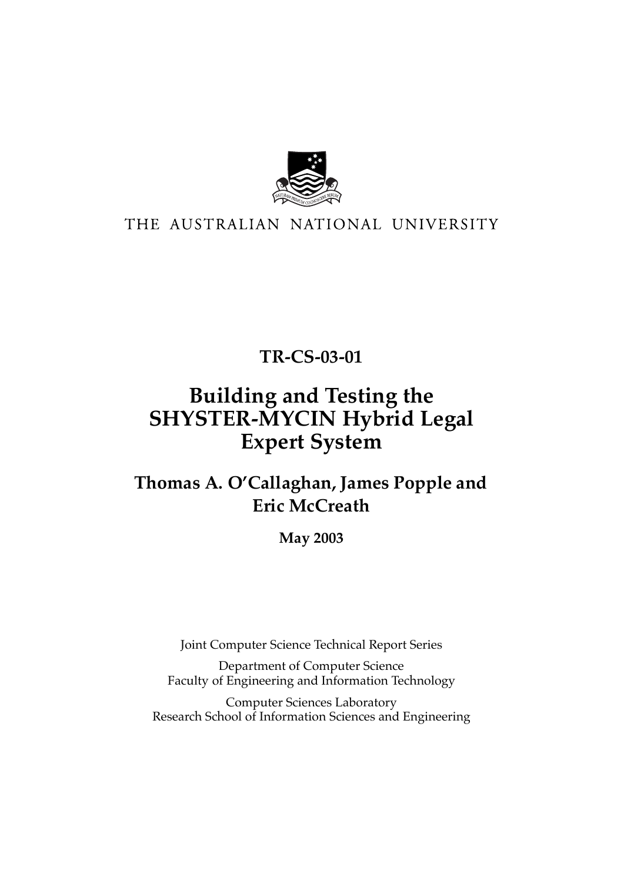THE AUSTRALIAN NATIONAL UNIVERSITY

**TR-CS-03-01**

# Building and Testing the SHYSTER-MYCIN Hybrid Legal Expert System

**Thomas A. O'Callaghan, James Popple and Eric McCreath**

**May 2003**

Joint Computer Science Technical Report Series

Department of Computer Science
Faculty of Engineering and Information Technology

Computer Sciences Laboratory
Research School of Information Sciences and Engineering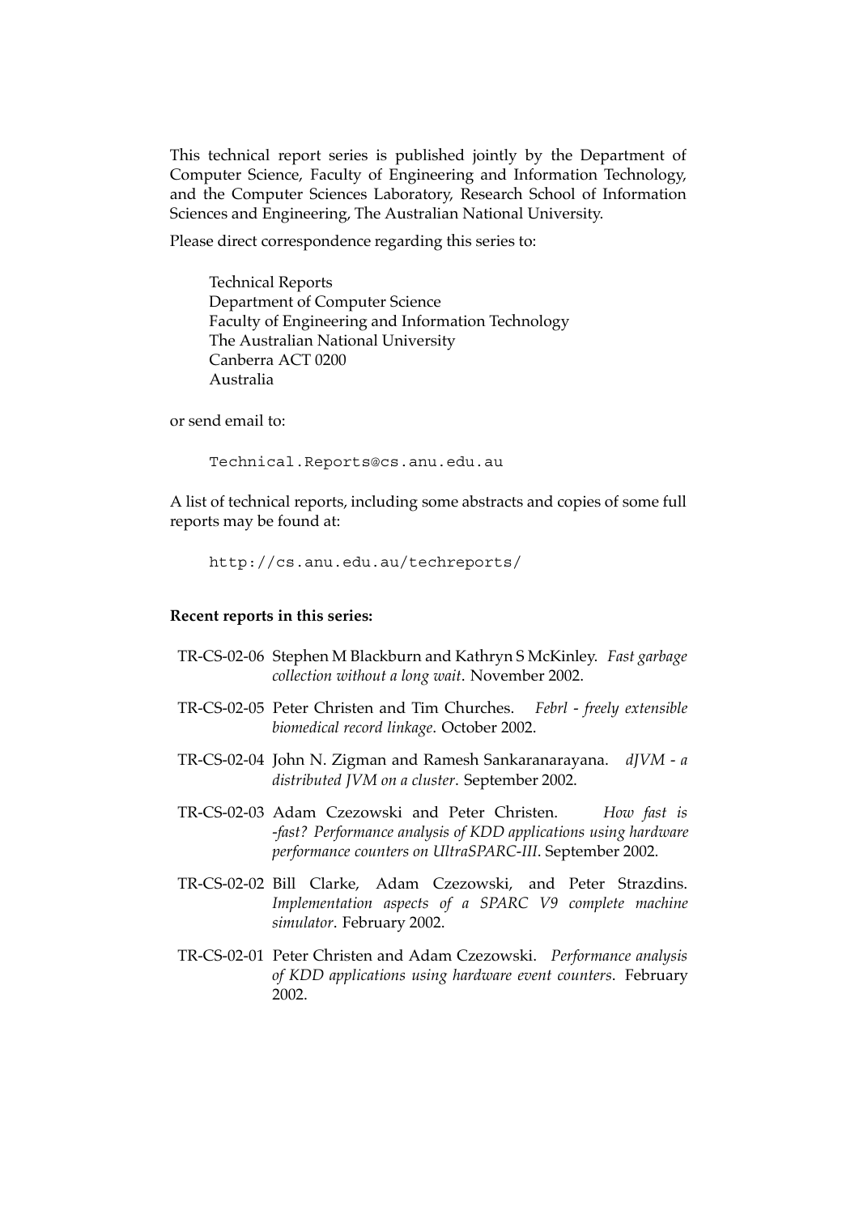This technical report series is published jointly by the Department of Computer Science, Faculty of Engineering and Information Technology, and the Computer Sciences Laboratory, Research School of Information Sciences and Engineering, The Australian National University.

Please direct correspondence regarding this series to:

Technical Reports
Department of Computer Science
Faculty of Engineering and Information Technology
The Australian National University
Canberra ACT 0200
Australia

or send email to:

```
Technical.Reports@cs.anu.edu.au
```

A list of technical reports, including some abstracts and copies of some full reports may be found at:

```
http://cs.anu.edu.au/techreports/
```

**Recent reports in this series:**

TR-CS-02-06 Stephen M Blackburn and Kathryn S McKinley. *Fast garbage collection without a long wait*. November 2002.

TR-CS-02-05 Peter Christen and Tim Churches. *Febrl - freely extensible biomedical record linkage*. October 2002.

TR-CS-02-04 John N. Zigman and Ramesh Sankaranarayana. *dJVM - a distributed JVM on a cluster*. September 2002.

TR-CS-02-03 Adam Czezowski and Peter Christen. *How fast is -fast? Performance analysis of KDD applications using hardware performance counters on UltraSPARC-III*. September 2002.

TR-CS-02-02 Bill Clarke, Adam Czezowski, and Peter Strazdins. *Implementation aspects of a SPARC V9 complete machine simulator*. February 2002.

TR-CS-02-01 Peter Christen and Adam Czezowski. *Performance analysis of KDD applications using hardware event counters*. February 2002.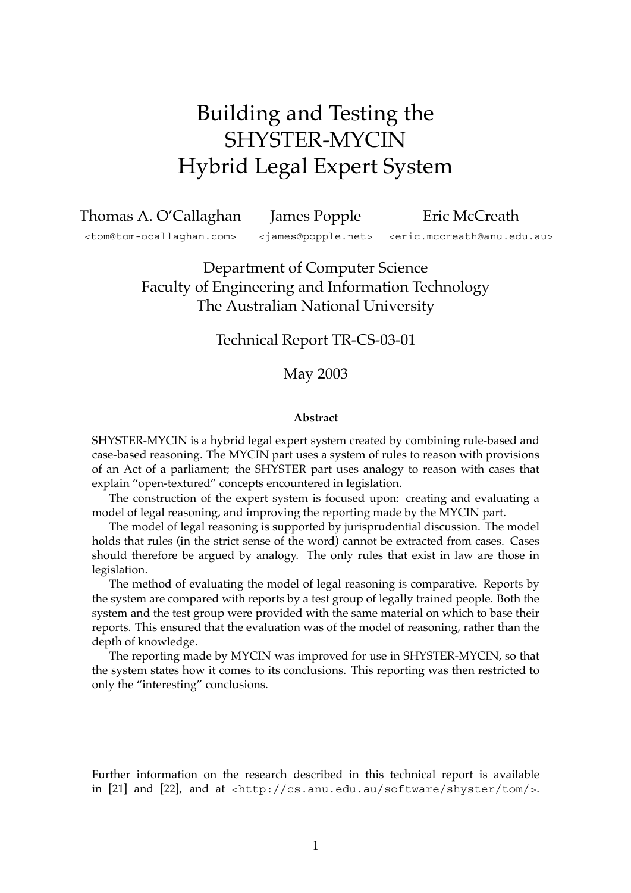// Building and Testing the SHYSTER-MYCIN Hybrid Legal Expert System

Thomas A. O'Callaghan  
<tom@tom-ocallaghan.com>

James Popple  
<james@popple.net>

Eric McCreath  
<eric.mccreath@anu.edu.au>

Department of Computer Science  
Faculty of Engineering and Information Technology  
The Australian National University

Technical Report TR-CS-03-01

May 2003

**Abstract**

SHYSTER-MYCIN is a hybrid legal expert system created by combining rule-based and case-based reasoning. The MYCIN part uses a system of rules to reason with provisions of an Act of a parliament; the SHYSTER part uses analogy to reason with cases that explain "open-textured" concepts encountered in legislation.

The construction of the expert system is focused upon: creating and evaluating a model of legal reasoning, and improving the reporting made by the MYCIN part.

The model of legal reasoning is supported by jurisprudential discussion. The model holds that rules (in the strict sense of the word) cannot be extracted from cases. Cases should therefore be argued by analogy. The only rules that exist in law are those in legislation.

The method of evaluating the model of legal reasoning is comparative. Reports by the system are compared with reports by a test group of legally trained people. Both the system and the test group were provided with the same material on which to base their reports. This ensured that the evaluation was of the model of reasoning, rather than the depth of knowledge.

The reporting made by MYCIN was improved for use in SHYSTER-MYCIN, so that the system states how it comes to its conclusions. This reporting was then restricted to only the "interesting" conclusions.

Further information on the research described in this technical report is available in [21] and [22], and at <http://cs.anu.edu.au/software/shyster/tom/>.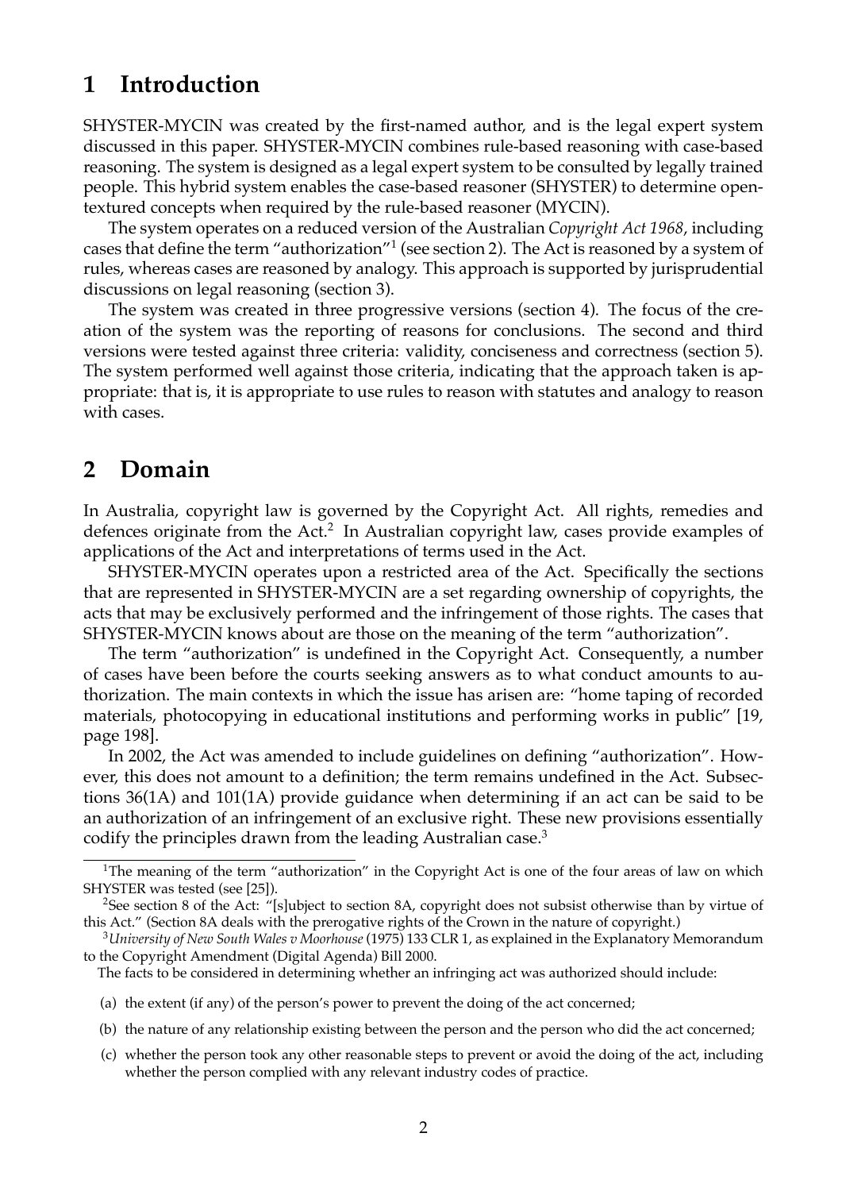# 1 Introduction

SHYSTER-MYCIN was created by the first-named author, and is the legal expert system discussed in this paper. SHYSTER-MYCIN combines rule-based reasoning with case-based reasoning. The system is designed as a legal expert system to be consulted by legally trained people. This hybrid system enables the case-based reasoner (SHYSTER) to determine open-textured concepts when required by the rule-based reasoner (MYCIN).

The system operates on a reduced version of the Australian *Copyright Act 1968*, including cases that define the term "authorization"[1] (see section 2). The Act is reasoned by a system of rules, whereas cases are reasoned by analogy. This approach is supported by jurisprudential discussions on legal reasoning (section 3).

The system was created in three progressive versions (section 4). The focus of the creation of the system was the reporting of reasons for conclusions. The second and third versions were tested against three criteria: validity, conciseness and correctness (section 5). The system performed well against those criteria, indicating that the approach taken is appropriate: that is, it is appropriate to use rules to reason with statutes and analogy to reason with cases.

# 2 Domain

In Australia, copyright law is governed by the Copyright Act. All rights, remedies and defences originate from the Act.[2] In Australian copyright law, cases provide examples of applications of the Act and interpretations of terms used in the Act.

SHYSTER-MYCIN operates upon a restricted area of the Act. Specifically the sections that are represented in SHYSTER-MYCIN are a set regarding ownership of copyrights, the acts that may be exclusively performed and the infringement of those rights. The cases that SHYSTER-MYCIN knows about are those on the meaning of the term "authorization".

The term "authorization" is undefined in the Copyright Act. Consequently, a number of cases have been before the courts seeking answers as to what conduct amounts to authorization. The main contexts in which the issue has arisen are: "home taping of recorded materials, photocopying in educational institutions and performing works in public" [19, page 198].

In 2002, the Act was amended to include guidelines on defining "authorization". However, this does not amount to a definition; the term remains undefined in the Act. Subsections 36(1A) and 101(1A) provide guidance when determining if an act can be said to be an authorization of an infringement of an exclusive right. These new provisions essentially codify the principles drawn from the leading Australian case.[3]

[1] The meaning of the term "authorization" in the Copyright Act is one of the four areas of law on which SHYSTER was tested (see [25]).

[2] See section 8 of the Act: "[s]ubject to section 8A, copyright does not subsist otherwise than by virtue of this Act." (Section 8A deals with the prerogative rights of the Crown in the nature of copyright.)

[3] *University of New South Wales v Moorhouse* (1975) 133 CLR 1, as explained in the Explanatory Memorandum to the Copyright Amendment (Digital Agenda) Bill 2000.

The facts to be considered in determining whether an infringing act was authorized should include:

(a) the extent (if any) of the person's power to prevent the doing of the act concerned;

(b) the nature of any relationship existing between the person and the person who did the act concerned;

(c) whether the person took any other reasonable steps to prevent or avoid the doing of the act, including whether the person complied with any relevant industry codes of practice.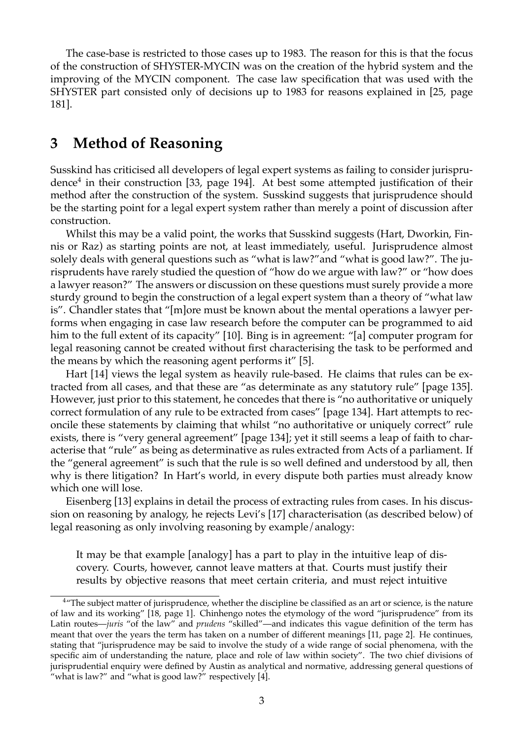The case-base is restricted to those cases up to 1983. The reason for this is that the focus of the construction of SHYSTER-MYCIN was on the creation of the hybrid system and the improving of the MYCIN component. The case law specification that was used with the SHYSTER part consisted only of decisions up to 1983 for reasons explained in [25, page 181].

## 3 Method of Reasoning

Susskind has criticised all developers of legal expert systems as failing to consider jurisprudence[4] in their construction [33, page 194]. At best some attempted justification of their method after the construction of the system. Susskind suggests that jurisprudence should be the starting point for a legal expert system rather than merely a point of discussion after construction.

Whilst this may be a valid point, the works that Susskind suggests (Hart, Dworkin, Finnis or Raz) as starting points are not, at least immediately, useful. Jurisprudence almost solely deals with general questions such as "what is law?"and "what is good law?". The jurisprudents have rarely studied the question of "how do we argue with law?" or "how does a lawyer reason?" The answers or discussion on these questions must surely provide a more sturdy ground to begin the construction of a legal expert system than a theory of "what law is". Chandler states that "[m]ore must be known about the mental operations a lawyer performs when engaging in case law research before the computer can be programmed to aid him to the full extent of its capacity" [10]. Bing is in agreement: "[a] computer program for legal reasoning cannot be created without first characterising the task to be performed and the means by which the reasoning agent performs it" [5].

Hart [14] views the legal system as heavily rule-based. He claims that rules can be extracted from all cases, and that these are "as determinate as any statutory rule" [page 135]. However, just prior to this statement, he concedes that there is "no authoritative or uniquely correct formulation of any rule to be extracted from cases" [page 134]. Hart attempts to reconcile these statements by claiming that whilst "no authoritative or uniquely correct" rule exists, there is "very general agreement" [page 134]; yet it still seems a leap of faith to characterise that "rule" as being as determinative as rules extracted from Acts of a parliament. If the "general agreement" is such that the rule is so well defined and understood by all, then why is there litigation? In Hart's world, in every dispute both parties must already know which one will lose.

Eisenberg [13] explains in detail the process of extracting rules from cases. In his discussion on reasoning by analogy, he rejects Levi's [17] characterisation (as described below) of legal reasoning as only involving reasoning by example/analogy:

> It may be that example [analogy] has a part to play in the intuitive leap of discovery. Courts, however, cannot leave matters at that. Courts must justify their results by objective reasons that meet certain criteria, and must reject intuitive

[4] "The subject matter of jurisprudence, whether the discipline be classified as an art or science, is the nature of law and its working" [18, page 1]. Chinhengo notes the etymology of the word "jurisprudence" from its Latin routes—*juris* "of the law" and *prudens* "skilled"—and indicates this vague definition of the term has meant that over the years the term has taken on a number of different meanings [11, page 2]. He continues, stating that "jurisprudence may be said to involve the study of a wide range of social phenomena, with the specific aim of understanding the nature, place and role of law within society". The two chief divisions of jurisprudential enquiry were defined by Austin as analytical and normative, addressing general questions of "what is law?" and "what is good law?" respectively [4].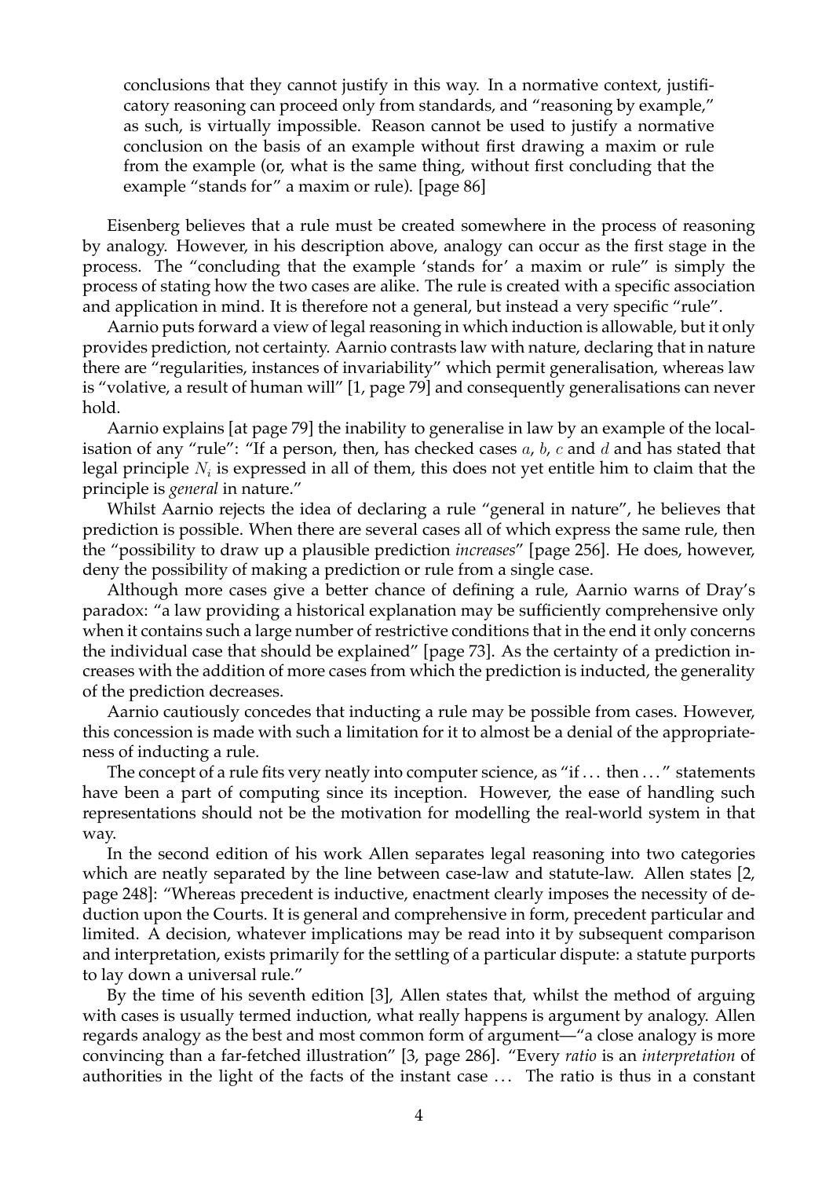> conclusions that they cannot justify in this way. In a normative context, justificatory reasoning can proceed only from standards, and "reasoning by example," as such, is virtually impossible. Reason cannot be used to justify a normative conclusion on the basis of an example without first drawing a maxim or rule from the example (or, what is the same thing, without first concluding that the example "stands for" a maxim or rule). [page 86]

Eisenberg believes that a rule must be created somewhere in the process of reasoning by analogy. However, in his description above, analogy can occur as the first stage in the process. The "concluding that the example 'stands for' a maxim or rule" is simply the process of stating how the two cases are alike. The rule is created with a specific association and application in mind. It is therefore not a general, but instead a very specific "rule".

Aarnio puts forward a view of legal reasoning in which induction is allowable, but it only provides prediction, not certainty. Aarnio contrasts law with nature, declaring that in nature there are "regularities, instances of invariability" which permit generalisation, whereas law is "volative, a result of human will" [1, page 79] and consequently generalisations can never hold.

Aarnio explains [at page 79] the inability to generalise in law by an example of the localisation of any "rule": "If a person, then, has checked cases $a$, $b$, $c$ and $d$ and has stated that legal principle $N_i$ is expressed in all of them, this does not yet entitle him to claim that the principle is *general* in nature."

Whilst Aarnio rejects the idea of declaring a rule "general in nature", he believes that prediction is possible. When there are several cases all of which express the same rule, then the "possibility to draw up a plausible prediction *increases*" [page 256]. He does, however, deny the possibility of making a prediction or rule from a single case.

Although more cases give a better chance of defining a rule, Aarnio warns of Dray's paradox: "a law providing a historical explanation may be sufficiently comprehensive only when it contains such a large number of restrictive conditions that in the end it only concerns the individual case that should be explained" [page 73]. As the certainty of a prediction increases with the addition of more cases from which the prediction is inducted, the generality of the prediction decreases.

Aarnio cautiously concedes that inducting a rule may be possible from cases. However, this concession is made with such a limitation for it to almost be a denial of the appropriateness of inducting a rule.

The concept of a rule fits very neatly into computer science, as "if ... then ..." statements have been a part of computing since its inception. However, the ease of handling such representations should not be the motivation for modelling the real-world system in that way.

In the second edition of his work Allen separates legal reasoning into two categories which are neatly separated by the line between case-law and statute-law. Allen states [2, page 248]: "Whereas precedent is inductive, enactment clearly imposes the necessity of deduction upon the Courts. It is general and comprehensive in form, precedent particular and limited. A decision, whatever implications may be read into it by subsequent comparison and interpretation, exists primarily for the settling of a particular dispute: a statute purports to lay down a universal rule."

By the time of his seventh edition [3], Allen states that, whilst the method of arguing with cases is usually termed induction, what really happens is argument by analogy. Allen regards analogy as the best and most common form of argument—"a close analogy is more convincing than a far-fetched illustration" [3, page 286]. "Every *ratio* is an *interpretation* of authorities in the light of the facts of the instant case ... The ratio is thus in a constant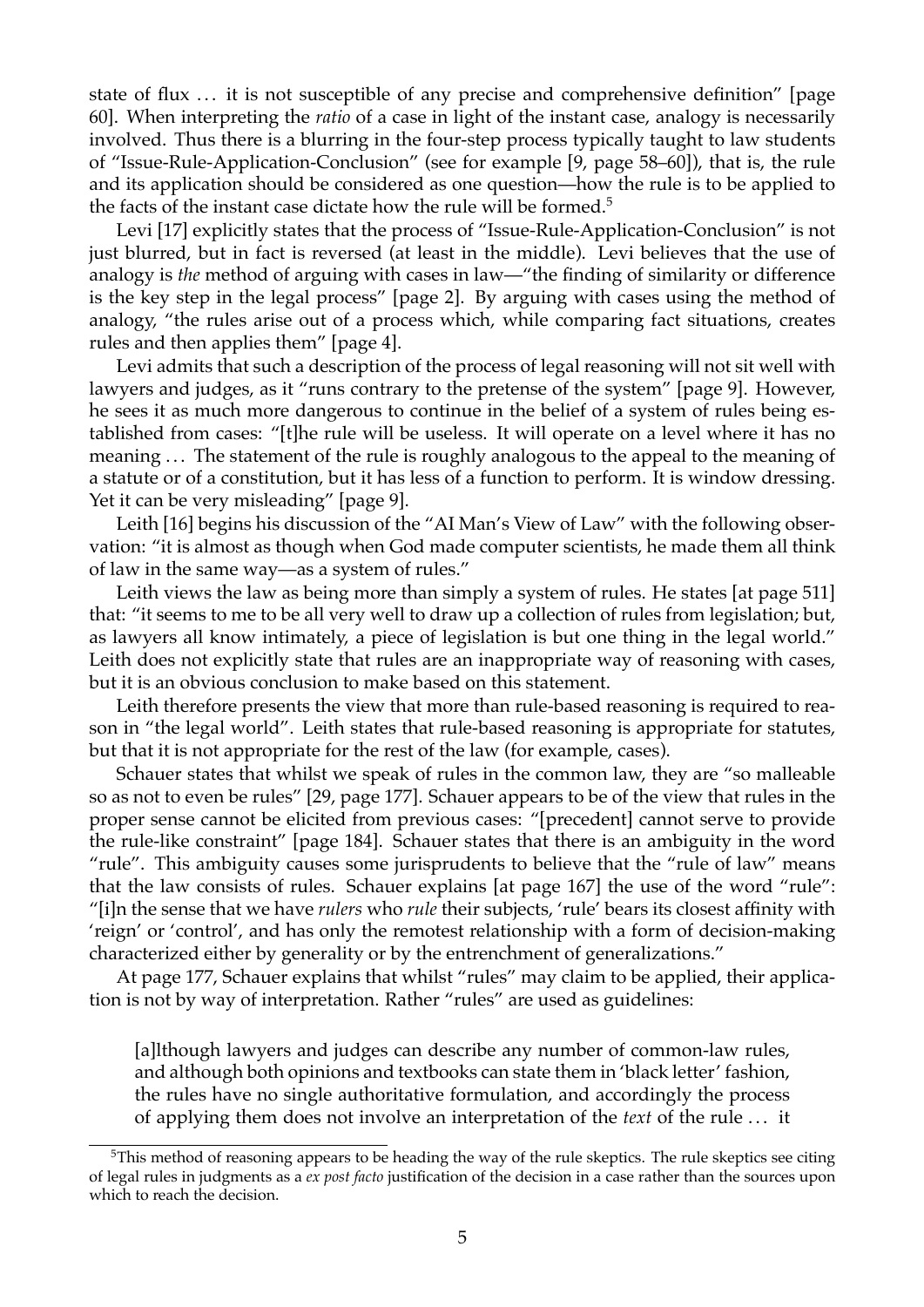state of flux … it is not susceptible of any precise and comprehensive definition" [page 60]. When interpreting the *ratio* of a case in light of the instant case, analogy is necessarily involved. Thus there is a blurring in the four-step process typically taught to law students of "Issue-Rule-Application-Conclusion" (see for example [9, page 58–60]), that is, the rule and its application should be considered as one question—how the rule is to be applied to the facts of the instant case dictate how the rule will be formed.[5]

Levi [17] explicitly states that the process of "Issue-Rule-Application-Conclusion" is not just blurred, but in fact is reversed (at least in the middle). Levi believes that the use of analogy is *the* method of arguing with cases in law—"the finding of similarity or difference is the key step in the legal process" [page 2]. By arguing with cases using the method of analogy, "the rules arise out of a process which, while comparing fact situations, creates rules and then applies them" [page 4].

Levi admits that such a description of the process of legal reasoning will not sit well with lawyers and judges, as it "runs contrary to the pretense of the system" [page 9]. However, he sees it as much more dangerous to continue in the belief of a system of rules being established from cases: "[t]he rule will be useless. It will operate on a level where it has no meaning … The statement of the rule is roughly analogous to the appeal to the meaning of a statute or of a constitution, but it has less of a function to perform. It is window dressing. Yet it can be very misleading" [page 9].

Leith [16] begins his discussion of the "AI Man's View of Law" with the following observation: "it is almost as though when God made computer scientists, he made them all think of law in the same way—as a system of rules."

Leith views the law as being more than simply a system of rules. He states [at page 511] that: "it seems to me to be all very well to draw up a collection of rules from legislation; but, as lawyers all know intimately, a piece of legislation is but one thing in the legal world." Leith does not explicitly state that rules are an inappropriate way of reasoning with cases, but it is an obvious conclusion to make based on this statement.

Leith therefore presents the view that more than rule-based reasoning is required to reason in "the legal world". Leith states that rule-based reasoning is appropriate for statutes, but that it is not appropriate for the rest of the law (for example, cases).

Schauer states that whilst we speak of rules in the common law, they are "so malleable so as not to even be rules" [29, page 177]. Schauer appears to be of the view that rules in the proper sense cannot be elicited from previous cases: "[precedent] cannot serve to provide the rule-like constraint" [page 184]. Schauer states that there is an ambiguity in the word "rule". This ambiguity causes some jurisprudents to believe that the "rule of law" means that the law consists of rules. Schauer explains [at page 167] the use of the word "rule": "[i]n the sense that we have *rulers* who *rule* their subjects, 'rule' bears its closest affinity with 'reign' or 'control', and has only the remotest relationship with a form of decision-making characterized either by generality or by the entrenchment of generalizations."

At page 177, Schauer explains that whilst "rules" may claim to be applied, their application is not by way of interpretation. Rather "rules" are used as guidelines:

> [a]lthough lawyers and judges can describe any number of common-law rules, and although both opinions and textbooks can state them in 'black letter' fashion, the rules have no single authoritative formulation, and accordingly the process of applying them does not involve an interpretation of the *text* of the rule … it

[5] This method of reasoning appears to be heading the way of the rule skeptics. The rule skeptics see citing of legal rules in judgments as a *ex post facto* justification of the decision in a case rather than the sources upon which to reach the decision.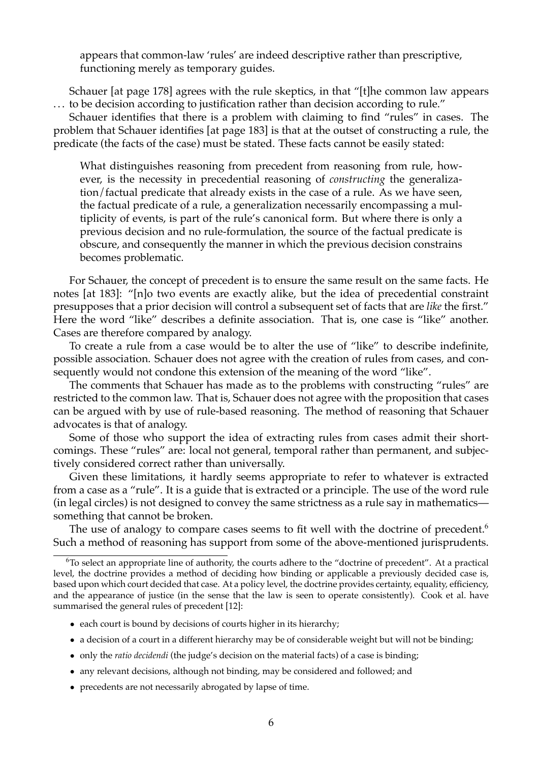appears that common-law 'rules' are indeed descriptive rather than prescriptive, functioning merely as temporary guides.

Schauer [at page 178] agrees with the rule skeptics, in that "[t]he common law appears . . . to be decision according to justification rather than decision according to rule."

Schauer identifies that there is a problem with claiming to find "rules" in cases. The problem that Schauer identifies [at page 183] is that at the outset of constructing a rule, the predicate (the facts of the case) must be stated. These facts cannot be easily stated:

> What distinguishes reasoning from precedent from reasoning from rule, however, is the necessity in precedential reasoning of *constructing* the generalization/factual predicate that already exists in the case of a rule. As we have seen, the factual predicate of a rule, a generalization necessarily encompassing a multiplicity of events, is part of the rule's canonical form. But where there is only a previous decision and no rule-formulation, the source of the factual predicate is obscure, and consequently the manner in which the previous decision constrains becomes problematic.

For Schauer, the concept of precedent is to ensure the same result on the same facts. He notes [at 183]: "[n]o two events are exactly alike, but the idea of precedential constraint presupposes that a prior decision will control a subsequent set of facts that are *like* the first." Here the word "like" describes a definite association. That is, one case is "like" another. Cases are therefore compared by analogy.

To create a rule from a case would be to alter the use of "like" to describe indefinite, possible association. Schauer does not agree with the creation of rules from cases, and consequently would not condone this extension of the meaning of the word "like".

The comments that Schauer has made as to the problems with constructing "rules" are restricted to the common law. That is, Schauer does not agree with the proposition that cases can be argued with by use of rule-based reasoning. The method of reasoning that Schauer advocates is that of analogy.

Some of those who support the idea of extracting rules from cases admit their shortcomings. These "rules" are: local not general, temporal rather than permanent, and subjectively considered correct rather than universally.

Given these limitations, it hardly seems appropriate to refer to whatever is extracted from a case as a "rule". It is a guide that is extracted or a principle. The use of the word rule (in legal circles) is not designed to convey the same strictness as a rule say in mathematics—something that cannot be broken.

The use of analogy to compare cases seems to fit well with the doctrine of precedent.[6] Such a method of reasoning has support from some of the above-mentioned jurisprudents.

---

[6] To select an appropriate line of authority, the courts adhere to the "doctrine of precedent". At a practical level, the doctrine provides a method of deciding how binding or applicable a previously decided case is, based upon which court decided that case. At a policy level, the doctrine provides certainty, equality, efficiency, and the appearance of justice (in the sense that the law is seen to operate consistently). Cook et al. have summarised the general rules of precedent [12]:

- each court is bound by decisions of courts higher in its hierarchy;
- a decision of a court in a different hierarchy may be of considerable weight but will not be binding;
- only the *ratio decidendi* (the judge's decision on the material facts) of a case is binding;
- any relevant decisions, although not binding, may be considered and followed; and
- precedents are not necessarily abrogated by lapse of time.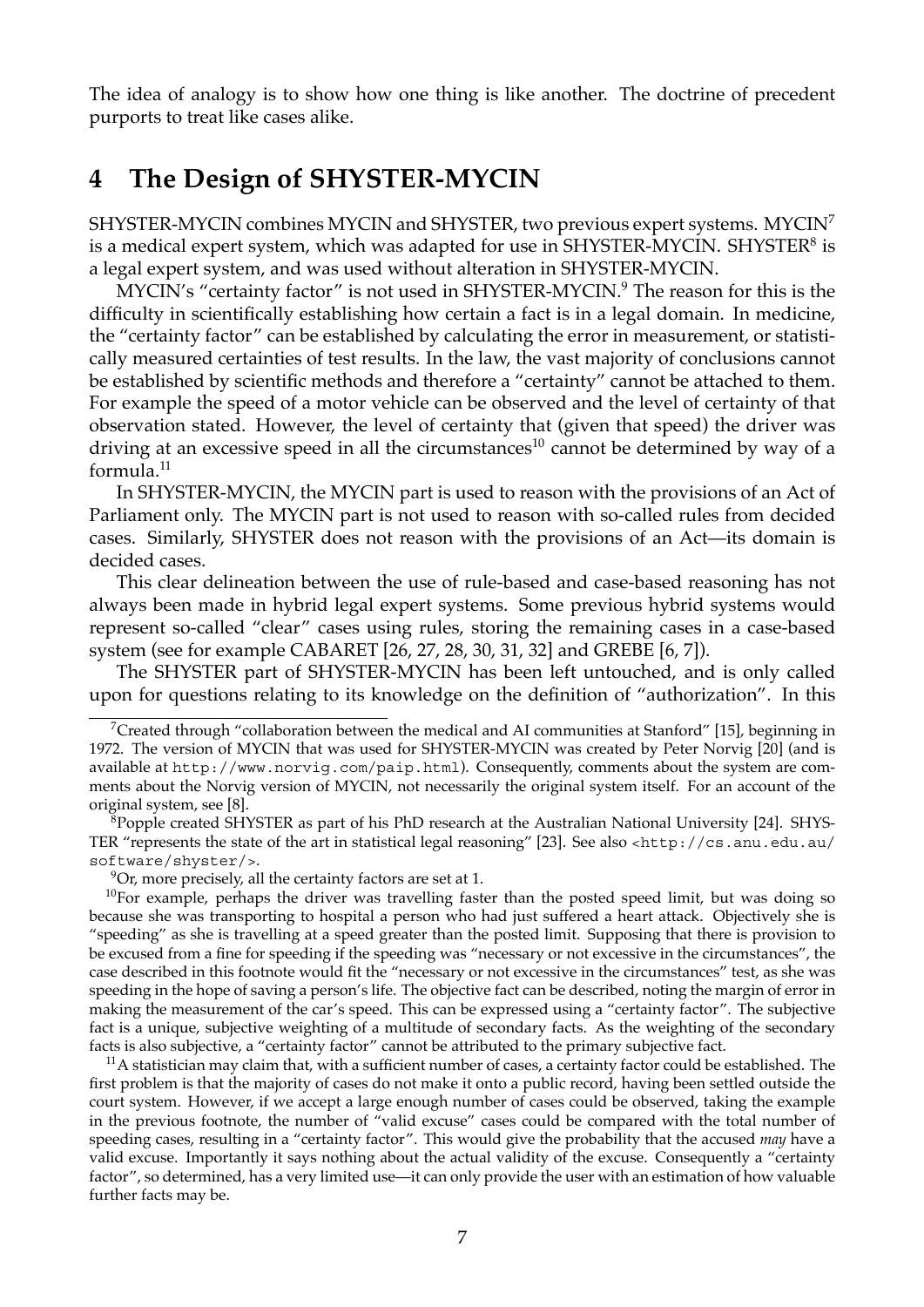The idea of analogy is to show how one thing is like another. The doctrine of precedent purports to treat like cases alike.

## 4 The Design of SHYSTER-MYCIN

SHYSTER-MYCIN combines MYCIN and SHYSTER, two previous expert systems. MYCIN[7] is a medical expert system, which was adapted for use in SHYSTER-MYCIN. SHYSTER[8] is a legal expert system, and was used without alteration in SHYSTER-MYCIN.

MYCIN's "certainty factor" is not used in SHYSTER-MYCIN.[9] The reason for this is the difficulty in scientifically establishing how certain a fact is in a legal domain. In medicine, the "certainty factor" can be established by calculating the error in measurement, or statistically measured certainties of test results. In the law, the vast majority of conclusions cannot be established by scientific methods and therefore a "certainty" cannot be attached to them. For example the speed of a motor vehicle can be observed and the level of certainty of that observation stated. However, the level of certainty that (given that speed) the driver was driving at an excessive speed in all the circumstances[10] cannot be determined by way of a formula.[11]

In SHYSTER-MYCIN, the MYCIN part is used to reason with the provisions of an Act of Parliament only. The MYCIN part is not used to reason with so-called rules from decided cases. Similarly, SHYSTER does not reason with the provisions of an Act—its domain is decided cases.

This clear delineation between the use of rule-based and case-based reasoning has not always been made in hybrid legal expert systems. Some previous hybrid systems would represent so-called "clear" cases using rules, storing the remaining cases in a case-based system (see for example CABARET [26, 27, 28, 30, 31, 32] and GREBE [6, 7]).

The SHYSTER part of SHYSTER-MYCIN has been left untouched, and is only called upon for questions relating to its knowledge on the definition of "authorization". In this

---

[7] Created through "collaboration between the medical and AI communities at Stanford" [15], beginning in 1972. The version of MYCIN that was used for SHYSTER-MYCIN was created by Peter Norvig [20] (and is available at `http://www.norvig.com/paip.html`). Consequently, comments about the system are comments about the Norvig version of MYCIN, not necessarily the original system itself. For an account of the original system, see [8].

[8] Popple created SHYSTER as part of his PhD research at the Australian National University [24]. SHYSTER "represents the state of the art in statistical legal reasoning" [23]. See also <`http://cs.anu.edu.au/software/shyster/`>.

[9] Or, more precisely, all the certainty factors are set at 1.

[10] For example, perhaps the driver was travelling faster than the posted speed limit, but was doing so because she was transporting to hospital a person who had just suffered a heart attack. Objectively she is "speeding" as she is travelling at a speed greater than the posted limit. Supposing that there is provision to be excused from a fine for speeding if the speeding was "necessary or not excessive in the circumstances", the case described in this footnote would fit the "necessary or not excessive in the circumstances" test, as she was speeding in the hope of saving a person's life. The objective fact can be described, noting the margin of error in making the measurement of the car's speed. This can be expressed using a "certainty factor". The subjective fact is a unique, subjective weighting of a multitude of secondary facts. As the weighting of the secondary facts is also subjective, a "certainty factor" cannot be attributed to the primary subjective fact.

[11] A statistician may claim that, with a sufficient number of cases, a certainty factor could be established. The first problem is that the majority of cases do not make it onto a public record, having been settled outside the court system. However, if we accept a large enough number of cases could be observed, taking the example in the previous footnote, the number of "valid excuse" cases could be compared with the total number of speeding cases, resulting in a "certainty factor". This would give the probability that the accused *may* have a valid excuse. Importantly it says nothing about the actual validity of the excuse. Consequently a "certainty factor", so determined, has a very limited use—it can only provide the user with an estimation of how valuable further facts may be.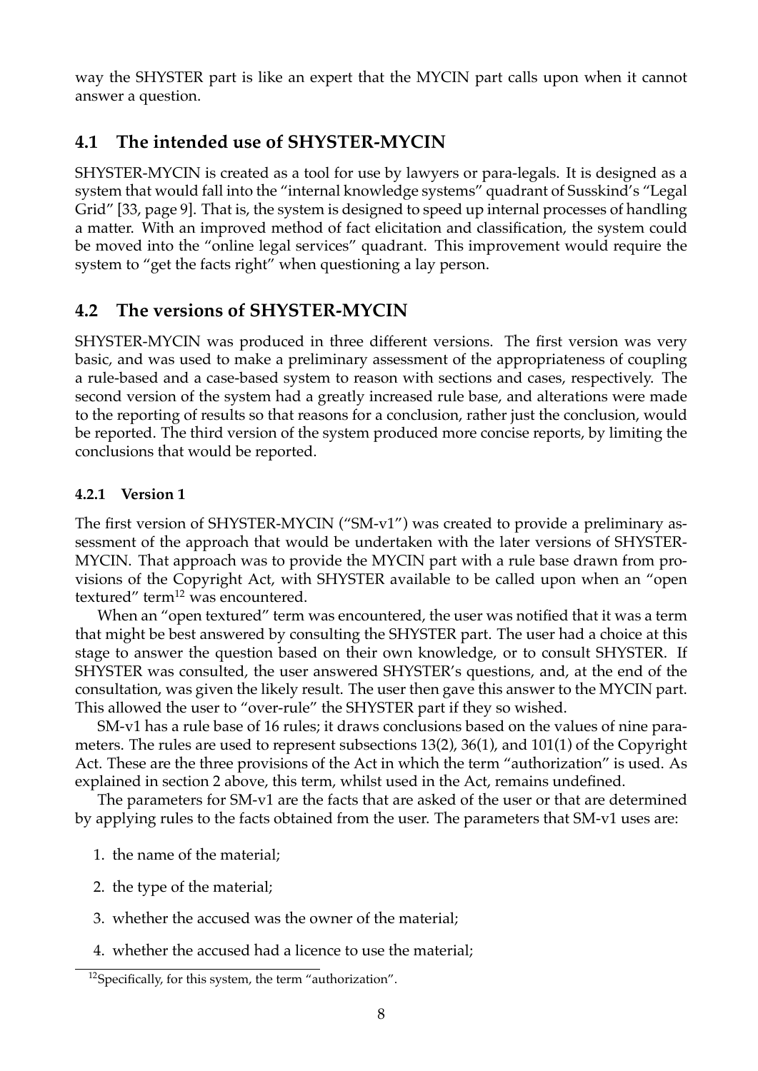way the SHYSTER part is like an expert that the MYCIN part calls upon when it cannot answer a question.

## 4.1 The intended use of SHYSTER-MYCIN

SHYSTER-MYCIN is created as a tool for use by lawyers or para-legals. It is designed as a system that would fall into the "internal knowledge systems" quadrant of Susskind's "Legal Grid" [33, page 9]. That is, the system is designed to speed up internal processes of handling a matter. With an improved method of fact elicitation and classification, the system could be moved into the "online legal services" quadrant. This improvement would require the system to "get the facts right" when questioning a lay person.

## 4.2 The versions of SHYSTER-MYCIN

SHYSTER-MYCIN was produced in three different versions. The first version was very basic, and was used to make a preliminary assessment of the appropriateness of coupling a rule-based and a case-based system to reason with sections and cases, respectively. The second version of the system had a greatly increased rule base, and alterations were made to the reporting of results so that reasons for a conclusion, rather just the conclusion, would be reported. The third version of the system produced more concise reports, by limiting the conclusions that would be reported.

### 4.2.1 Version 1

The first version of SHYSTER-MYCIN ("SM-v1") was created to provide a preliminary assessment of the approach that would be undertaken with the later versions of SHYSTER-MYCIN. That approach was to provide the MYCIN part with a rule base drawn from provisions of the Copyright Act, with SHYSTER available to be called upon when an "open textured" term[12] was encountered.

When an "open textured" term was encountered, the user was notified that it was a term that might be best answered by consulting the SHYSTER part. The user had a choice at this stage to answer the question based on their own knowledge, or to consult SHYSTER. If SHYSTER was consulted, the user answered SHYSTER's questions, and, at the end of the consultation, was given the likely result. The user then gave this answer to the MYCIN part. This allowed the user to "over-rule" the SHYSTER part if they so wished.

SM-v1 has a rule base of 16 rules; it draws conclusions based on the values of nine parameters. The rules are used to represent subsections 13(2), 36(1), and 101(1) of the Copyright Act. These are the three provisions of the Act in which the term "authorization" is used. As explained in section 2 above, this term, whilst used in the Act, remains undefined.

The parameters for SM-v1 are the facts that are asked of the user or that are determined by applying rules to the facts obtained from the user. The parameters that SM-v1 uses are:

1. the name of the material;
2. the type of the material;
3. whether the accused was the owner of the material;
4. whether the accused had a licence to use the material;

[12] Specifically, for this system, the term "authorization".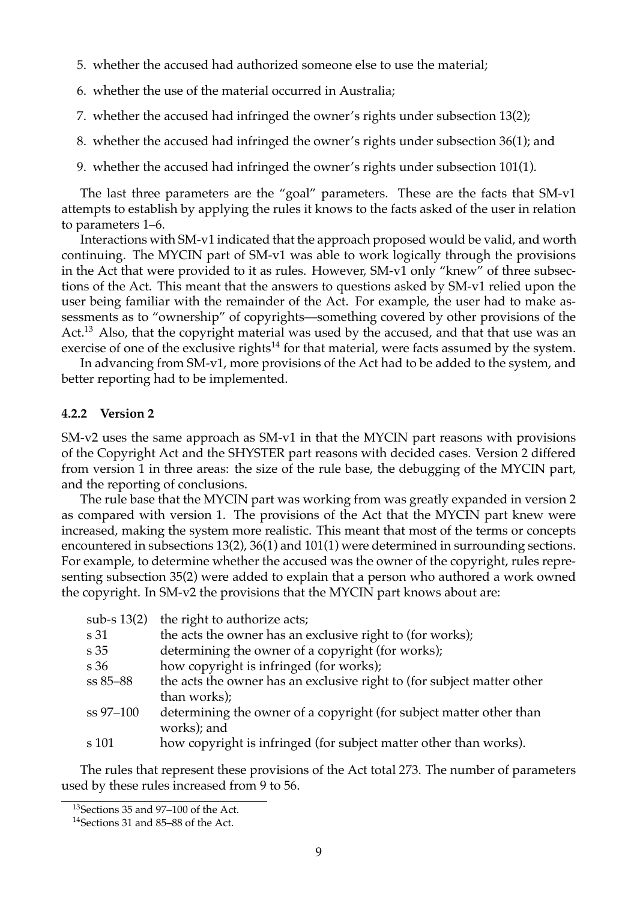5. whether the accused had authorized someone else to use the material;
6. whether the use of the material occurred in Australia;
7. whether the accused had infringed the owner's rights under subsection 13(2);
8. whether the accused had infringed the owner's rights under subsection 36(1); and
9. whether the accused had infringed the owner's rights under subsection 101(1).

The last three parameters are the "goal" parameters. These are the facts that SM-v1 attempts to establish by applying the rules it knows to the facts asked of the user in relation to parameters 1–6.

Interactions with SM-v1 indicated that the approach proposed would be valid, and worth continuing. The MYCIN part of SM-v1 was able to work logically through the provisions in the Act that were provided to it as rules. However, SM-v1 only "knew" of three subsections of the Act. This meant that the answers to questions asked by SM-v1 relied upon the user being familiar with the remainder of the Act. For example, the user had to make assessments as to "ownership" of copyrights—something covered by other provisions of the Act.[13] Also, that the copyright material was used by the accused, and that that use was an exercise of one of the exclusive rights[14] for that material, were facts assumed by the system.

In advancing from SM-v1, more provisions of the Act had to be added to the system, and better reporting had to be implemented.

### 4.2.2 Version 2

SM-v2 uses the same approach as SM-v1 in that the MYCIN part reasons with provisions of the Copyright Act and the SHYSTER part reasons with decided cases. Version 2 differed from version 1 in three areas: the size of the rule base, the debugging of the MYCIN part, and the reporting of conclusions.

The rule base that the MYCIN part was working from was greatly expanded in version 2 as compared with version 1. The provisions of the Act that the MYCIN part knew were increased, making the system more realistic. This meant that most of the terms or concepts encountered in subsections 13(2), 36(1) and 101(1) were determined in surrounding sections. For example, to determine whether the accused was the owner of the copyright, rules representing subsection 35(2) were added to explain that a person who authored a work owned the copyright. In SM-v2 the provisions that the MYCIN part knows about are:

| | |
|---|---|
| sub-s 13(2) | the right to authorize acts; |
| s 31 | the acts the owner has an exclusive right to (for works); |
| s 35 | determining the owner of a copyright (for works); |
| s 36 | how copyright is infringed (for works); |
| ss 85–88 | the acts the owner has an exclusive right to (for subject matter other than works); |
| ss 97–100 | determining the owner of a copyright (for subject matter other than works); and |
| s 101 | how copyright is infringed (for subject matter other than works). |

The rules that represent these provisions of the Act total 273. The number of parameters used by these rules increased from 9 to 56.

[13] Sections 35 and 97–100 of the Act.

[14] Sections 31 and 85–88 of the Act.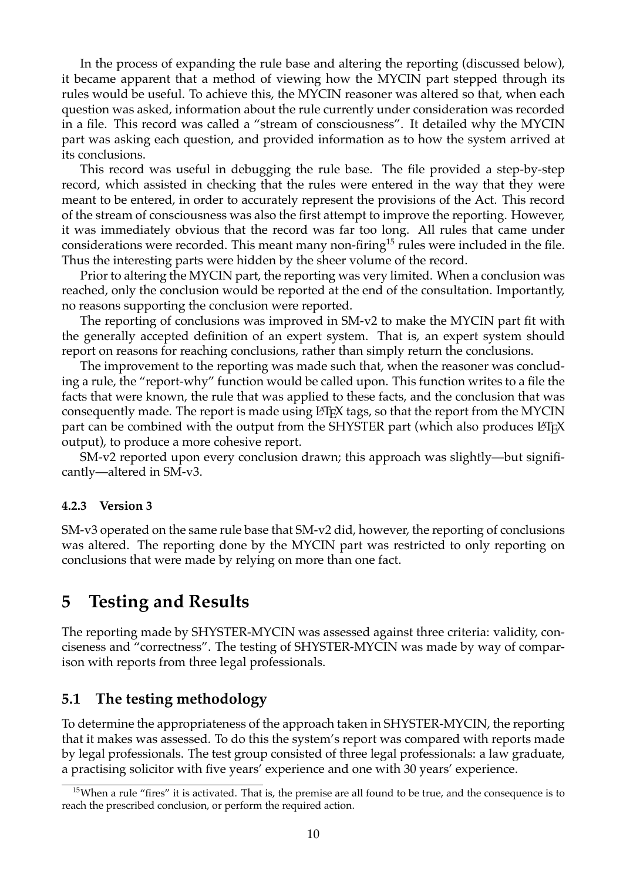In the process of expanding the rule base and altering the reporting (discussed below), it became apparent that a method of viewing how the MYCIN part stepped through its rules would be useful. To achieve this, the MYCIN reasoner was altered so that, when each question was asked, information about the rule currently under consideration was recorded in a file. This record was called a "stream of consciousness". It detailed why the MYCIN part was asking each question, and provided information as to how the system arrived at its conclusions.

This record was useful in debugging the rule base. The file provided a step-by-step record, which assisted in checking that the rules were entered in the way that they were meant to be entered, in order to accurately represent the provisions of the Act. This record of the stream of consciousness was also the first attempt to improve the reporting. However, it was immediately obvious that the record was far too long. All rules that came under considerations were recorded. This meant many non-firing[15] rules were included in the file. Thus the interesting parts were hidden by the sheer volume of the record.

Prior to altering the MYCIN part, the reporting was very limited. When a conclusion was reached, only the conclusion would be reported at the end of the consultation. Importantly, no reasons supporting the conclusion were reported.

The reporting of conclusions was improved in SM-v2 to make the MYCIN part fit with the generally accepted definition of an expert system. That is, an expert system should report on reasons for reaching conclusions, rather than simply return the conclusions.

The improvement to the reporting was made such that, when the reasoner was concluding a rule, the "report-why" function would be called upon. This function writes to a file the facts that were known, the rule that was applied to these facts, and the conclusion that was consequently made. The report is made using LaTeX tags, so that the report from the MYCIN part can be combined with the output from the SHYSTER part (which also produces LaTeX output), to produce a more cohesive report.

SM-v2 reported upon every conclusion drawn; this approach was slightly—but significantly—altered in SM-v3.

#### 4.2.3 Version 3

SM-v3 operated on the same rule base that SM-v2 did, however, the reporting of conclusions was altered. The reporting done by the MYCIN part was restricted to only reporting on conclusions that were made by relying on more than one fact.

# 5 Testing and Results

The reporting made by SHYSTER-MYCIN was assessed against three criteria: validity, conciseness and "correctness". The testing of SHYSTER-MYCIN was made by way of comparison with reports from three legal professionals.

## 5.1 The testing methodology

To determine the appropriateness of the approach taken in SHYSTER-MYCIN, the reporting that it makes was assessed. To do this the system's report was compared with reports made by legal professionals. The test group consisted of three legal professionals: a law graduate, a practising solicitor with five years' experience and one with 30 years' experience.

[15] When a rule "fires" it is activated. That is, the premise are all found to be true, and the consequence is to reach the prescribed conclusion, or perform the required action.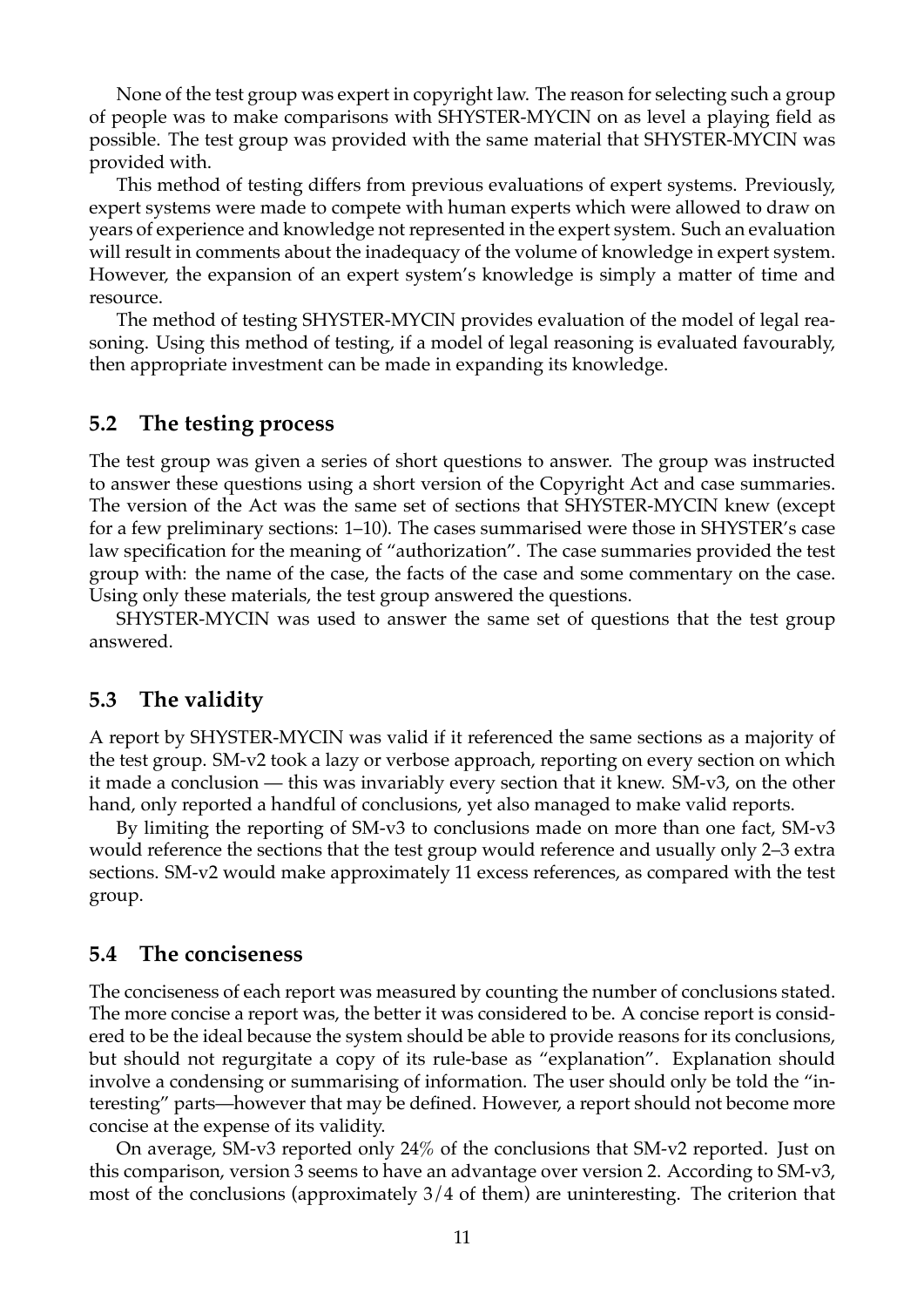None of the test group was expert in copyright law. The reason for selecting such a group of people was to make comparisons with SHYSTER-MYCIN on as level a playing field as possible. The test group was provided with the same material that SHYSTER-MYCIN was provided with.

This method of testing differs from previous evaluations of expert systems. Previously, expert systems were made to compete with human experts which were allowed to draw on years of experience and knowledge not represented in the expert system. Such an evaluation will result in comments about the inadequacy of the volume of knowledge in expert system. However, the expansion of an expert system's knowledge is simply a matter of time and resource.

The method of testing SHYSTER-MYCIN provides evaluation of the model of legal reasoning. Using this method of testing, if a model of legal reasoning is evaluated favourably, then appropriate investment can be made in expanding its knowledge.

## 5.2 The testing process

The test group was given a series of short questions to answer. The group was instructed to answer these questions using a short version of the Copyright Act and case summaries. The version of the Act was the same set of sections that SHYSTER-MYCIN knew (except for a few preliminary sections: 1–10). The cases summarised were those in SHYSTER's case law specification for the meaning of "authorization". The case summaries provided the test group with: the name of the case, the facts of the case and some commentary on the case. Using only these materials, the test group answered the questions.

SHYSTER-MYCIN was used to answer the same set of questions that the test group answered.

## 5.3 The validity

A report by SHYSTER-MYCIN was valid if it referenced the same sections as a majority of the test group. SM-v2 took a lazy or verbose approach, reporting on every section on which it made a conclusion — this was invariably every section that it knew. SM-v3, on the other hand, only reported a handful of conclusions, yet also managed to make valid reports.

By limiting the reporting of SM-v3 to conclusions made on more than one fact, SM-v3 would reference the sections that the test group would reference and usually only 2–3 extra sections. SM-v2 would make approximately 11 excess references, as compared with the test group.

## 5.4 The conciseness

The conciseness of each report was measured by counting the number of conclusions stated. The more concise a report was, the better it was considered to be. A concise report is considered to be the ideal because the system should be able to provide reasons for its conclusions, but should not regurgitate a copy of its rule-base as "explanation". Explanation should involve a condensing or summarising of information. The user should only be told the "interesting" parts—however that may be defined. However, a report should not become more concise at the expense of its validity.

On average, SM-v3 reported only 24% of the conclusions that SM-v2 reported. Just on this comparison, version 3 seems to have an advantage over version 2. According to SM-v3, most of the conclusions (approximately 3/4 of them) are uninteresting. The criterion that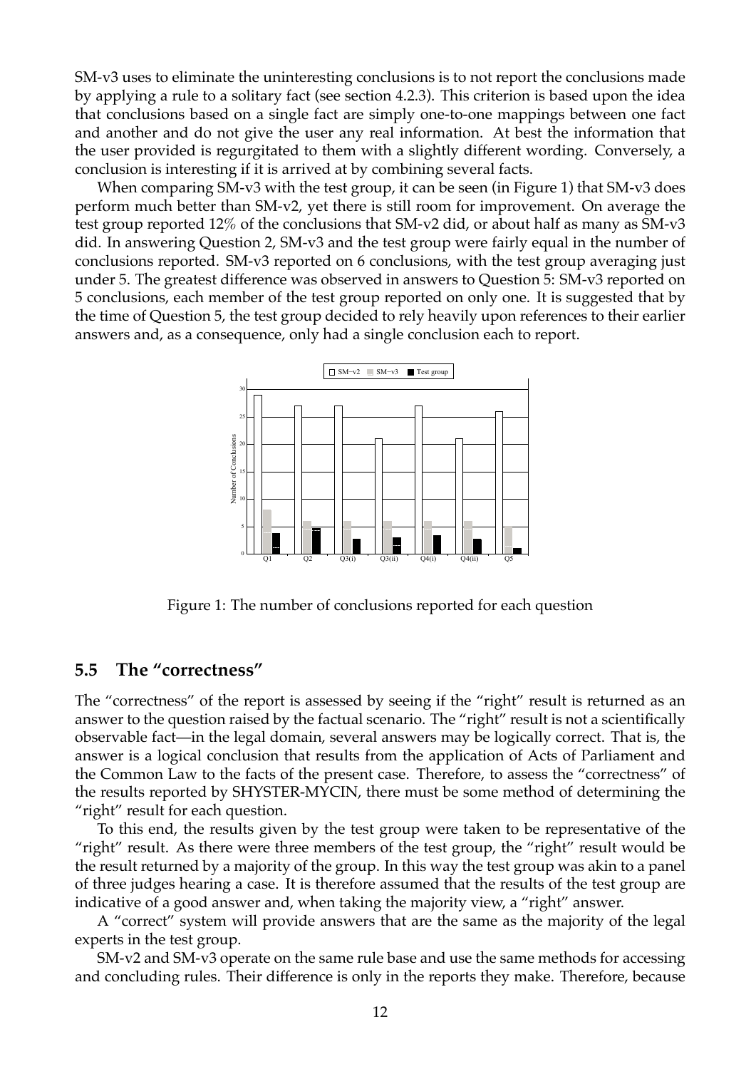SM-v3 uses to eliminate the uninteresting conclusions is to not report the conclusions made by applying a rule to a solitary fact (see section 4.2.3). This criterion is based upon the idea that conclusions based on a single fact are simply one-to-one mappings between one fact and another and do not give the user any real information. At best the information that the user provided is regurgitated to them with a slightly different wording. Conversely, a conclusion is interesting if it is arrived at by combining several facts.

When comparing SM-v3 with the test group, it can be seen (in Figure 1) that SM-v3 does perform much better than SM-v2, yet there is still room for improvement. On average the test group reported 12% of the conclusions that SM-v2 did, or about half as many as SM-v3 did. In answering Question 2, SM-v3 and the test group were fairly equal in the number of conclusions reported. SM-v3 reported on 6 conclusions, with the test group averaging just under 5. The greatest difference was observed in answers to Question 5: SM-v3 reported on 5 conclusions, each member of the test group reported on only one. It is suggested that by the time of Question 5, the test group decided to rely heavily upon references to their earlier answers and, as a consequence, only had a single conclusion each to report.

Figure 1: The number of conclusions reported for each question

## 5.5 The "correctness"

The "correctness" of the report is assessed by seeing if the "right" result is returned as an answer to the question raised by the factual scenario. The "right" result is not a scientifically observable fact—in the legal domain, several answers may be logically correct. That is, the answer is a logical conclusion that results from the application of Acts of Parliament and the Common Law to the facts of the present case. Therefore, to assess the "correctness" of the results reported by SHYSTER-MYCIN, there must be some method of determining the "right" result for each question.

To this end, the results given by the test group were taken to be representative of the "right" result. As there were three members of the test group, the "right" result would be the result returned by a majority of the group. In this way the test group was akin to a panel of three judges hearing a case. It is therefore assumed that the results of the test group are indicative of a good answer and, when taking the majority view, a "right" answer.

A "correct" system will provide answers that are the same as the majority of the legal experts in the test group.

SM-v2 and SM-v3 operate on the same rule base and use the same methods for accessing and concluding rules. Their difference is only in the reports they make. Therefore, because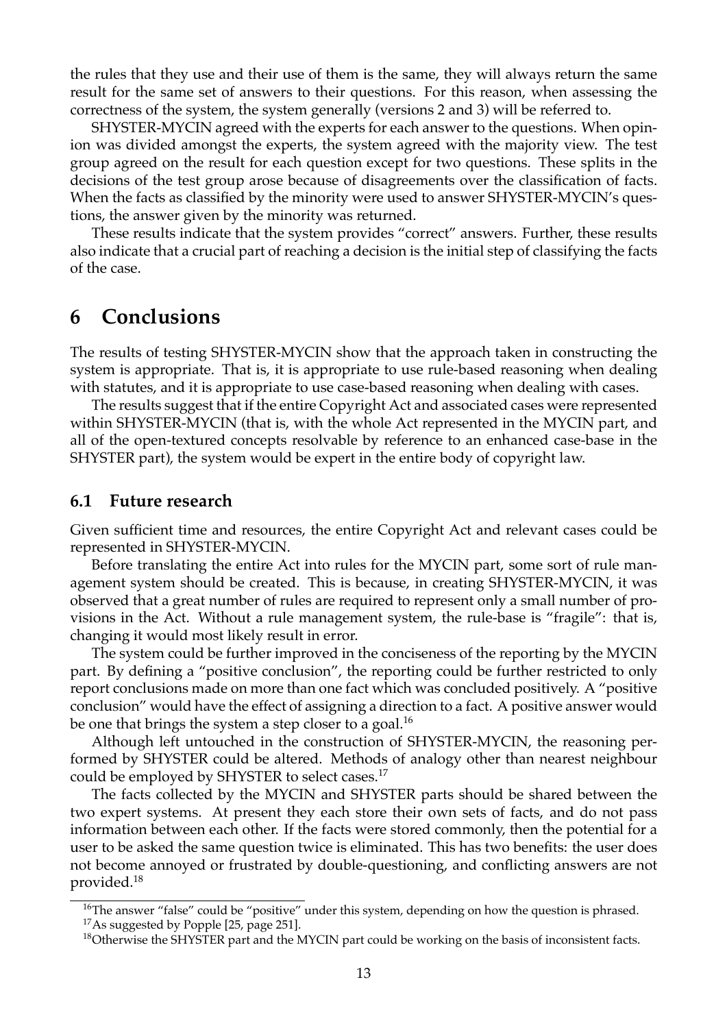the rules that they use and their use of them is the same, they will always return the same result for the same set of answers to their questions. For this reason, when assessing the correctness of the system, the system generally (versions 2 and 3) will be referred to.

SHYSTER-MYCIN agreed with the experts for each answer to the questions. When opinion was divided amongst the experts, the system agreed with the majority view. The test group agreed on the result for each question except for two questions. These splits in the decisions of the test group arose because of disagreements over the classification of facts. When the facts as classified by the minority were used to answer SHYSTER-MYCIN's questions, the answer given by the minority was returned.

These results indicate that the system provides "correct" answers. Further, these results also indicate that a crucial part of reaching a decision is the initial step of classifying the facts of the case.

## 6 Conclusions

The results of testing SHYSTER-MYCIN show that the approach taken in constructing the system is appropriate. That is, it is appropriate to use rule-based reasoning when dealing with statutes, and it is appropriate to use case-based reasoning when dealing with cases.

The results suggest that if the entire Copyright Act and associated cases were represented within SHYSTER-MYCIN (that is, with the whole Act represented in the MYCIN part, and all of the open-textured concepts resolvable by reference to an enhanced case-base in the SHYSTER part), the system would be expert in the entire body of copyright law.

### 6.1 Future research

Given sufficient time and resources, the entire Copyright Act and relevant cases could be represented in SHYSTER-MYCIN.

Before translating the entire Act into rules for the MYCIN part, some sort of rule management system should be created. This is because, in creating SHYSTER-MYCIN, it was observed that a great number of rules are required to represent only a small number of provisions in the Act. Without a rule management system, the rule-base is "fragile": that is, changing it would most likely result in error.

The system could be further improved in the conciseness of the reporting by the MYCIN part. By defining a "positive conclusion", the reporting could be further restricted to only report conclusions made on more than one fact which was concluded positively. A "positive conclusion" would have the effect of assigning a direction to a fact. A positive answer would be one that brings the system a step closer to a goal.[16]

Although left untouched in the construction of SHYSTER-MYCIN, the reasoning performed by SHYSTER could be altered. Methods of analogy other than nearest neighbour could be employed by SHYSTER to select cases.[17]

The facts collected by the MYCIN and SHYSTER parts should be shared between the two expert systems. At present they each store their own sets of facts, and do not pass information between each other. If the facts were stored commonly, then the potential for a user to be asked the same question twice is eliminated. This has two benefits: the user does not become annoyed or frustrated by double-questioning, and conflicting answers are not provided.[18]

---

[16] The answer "false" could be "positive" under this system, depending on how the question is phrased.

[17] As suggested by Popple [25, page 251].

[18] Otherwise the SHYSTER part and the MYCIN part could be working on the basis of inconsistent facts.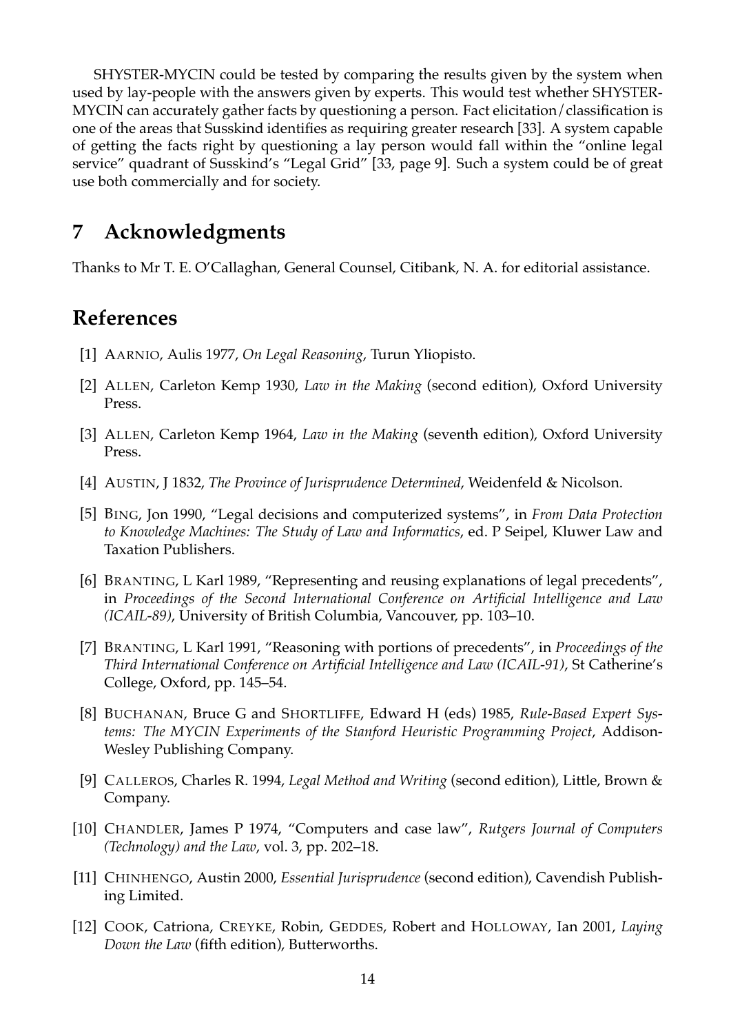SHYSTER-MYCIN could be tested by comparing the results given by the system when used by lay-people with the answers given by experts. This would test whether SHYSTER-MYCIN can accurately gather facts by questioning a person. Fact elicitation/classification is one of the areas that Susskind identifies as requiring greater research [33]. A system capable of getting the facts right by questioning a lay person would fall within the "online legal service" quadrant of Susskind's "Legal Grid" [33, page 9]. Such a system could be of great use both commercially and for society.

## 7 Acknowledgments

Thanks to Mr T. E. O'Callaghan, General Counsel, Citibank, N. A. for editorial assistance.

## References

[1] AARNIO, Aulis 1977, *On Legal Reasoning*, Turun Yliopisto.

[2] ALLEN, Carleton Kemp 1930, *Law in the Making* (second edition), Oxford University Press.

[3] ALLEN, Carleton Kemp 1964, *Law in the Making* (seventh edition), Oxford University Press.

[4] AUSTIN, J 1832, *The Province of Jurisprudence Determined*, Weidenfeld & Nicolson.

[5] BING, Jon 1990, "Legal decisions and computerized systems", in *From Data Protection to Knowledge Machines: The Study of Law and Informatics*, ed. P Seipel, Kluwer Law and Taxation Publishers.

[6] BRANTING, L Karl 1989, "Representing and reusing explanations of legal precedents", in *Proceedings of the Second International Conference on Artificial Intelligence and Law (ICAIL-89)*, University of British Columbia, Vancouver, pp. 103–10.

[7] BRANTING, L Karl 1991, "Reasoning with portions of precedents", in *Proceedings of the Third International Conference on Artificial Intelligence and Law (ICAIL-91)*, St Catherine's College, Oxford, pp. 145–54.

[8] BUCHANAN, Bruce G and SHORTLIFFE, Edward H (eds) 1985, *Rule-Based Expert Systems: The MYCIN Experiments of the Stanford Heuristic Programming Project*, Addison-Wesley Publishing Company.

[9] CALLEROS, Charles R. 1994, *Legal Method and Writing* (second edition), Little, Brown & Company.

[10] CHANDLER, James P 1974, "Computers and case law", *Rutgers Journal of Computers (Technology) and the Law*, vol. 3, pp. 202–18.

[11] CHINHENGO, Austin 2000, *Essential Jurisprudence* (second edition), Cavendish Publishing Limited.

[12] COOK, Catriona, CREYKE, Robin, GEDDES, Robert and HOLLOWAY, Ian 2001, *Laying Down the Law* (fifth edition), Butterworths.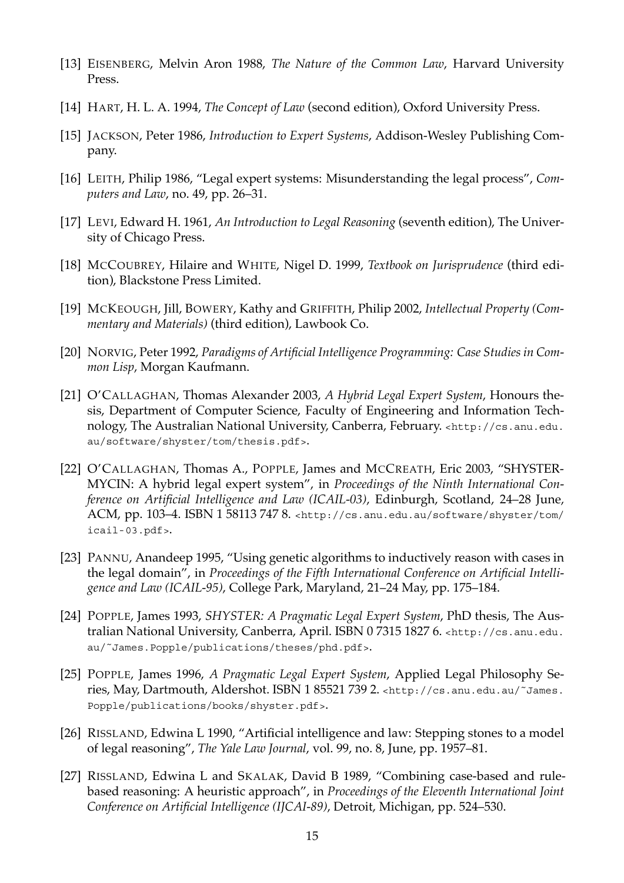[13] EISENBERG, Melvin Aron 1988, *The Nature of the Common Law*, Harvard University Press.

[14] HART, H. L. A. 1994, *The Concept of Law* (second edition), Oxford University Press.

[15] JACKSON, Peter 1986, *Introduction to Expert Systems*, Addison-Wesley Publishing Company.

[16] LEITH, Philip 1986, "Legal expert systems: Misunderstanding the legal process", *Computers and Law*, no. 49, pp. 26–31.

[17] LEVI, Edward H. 1961, *An Introduction to Legal Reasoning* (seventh edition), The University of Chicago Press.

[18] MCCOUBREY, Hilaire and WHITE, Nigel D. 1999, *Textbook on Jurisprudence* (third edition), Blackstone Press Limited.

[19] MCKEOUGH, Jill, BOWERY, Kathy and GRIFFITH, Philip 2002, *Intellectual Property (Commentary and Materials)* (third edition), Lawbook Co.

[20] NORVIG, Peter 1992, *Paradigms of Artificial Intelligence Programming: Case Studies in Common Lisp*, Morgan Kaufmann.

[21] O'CALLAGHAN, Thomas Alexander 2003, *A Hybrid Legal Expert System*, Honours thesis, Department of Computer Science, Faculty of Engineering and Information Technology, The Australian National University, Canberra, February. <http://cs.anu.edu.au/software/shyster/tom/thesis.pdf>.

[22] O'CALLAGHAN, Thomas A., POPPLE, James and MCCREATH, Eric 2003, "SHYSTER-MYCIN: A hybrid legal expert system", in *Proceedings of the Ninth International Conference on Artificial Intelligence and Law (ICAIL-03)*, Edinburgh, Scotland, 24–28 June, ACM, pp. 103–4. ISBN 1 58113 747 8. <http://cs.anu.edu.au/software/shyster/tom/icail-03.pdf>.

[23] PANNU, Anandeep 1995, "Using genetic algorithms to inductively reason with cases in the legal domain", in *Proceedings of the Fifth International Conference on Artificial Intelligence and Law (ICAIL-95)*, College Park, Maryland, 21–24 May, pp. 175–184.

[24] POPPLE, James 1993, *SHYSTER: A Pragmatic Legal Expert System*, PhD thesis, The Australian National University, Canberra, April. ISBN 0 7315 1827 6. <http://cs.anu.edu.au/~James.Popple/publications/theses/phd.pdf>.

[25] POPPLE, James 1996, *A Pragmatic Legal Expert System*, Applied Legal Philosophy Series, May, Dartmouth, Aldershot. ISBN 1 85521 739 2. <http://cs.anu.edu.au/~James.Popple/publications/books/shyster.pdf>.

[26] RISSLAND, Edwina L 1990, "Artificial intelligence and law: Stepping stones to a model of legal reasoning", *The Yale Law Journal*, vol. 99, no. 8, June, pp. 1957–81.

[27] RISSLAND, Edwina L and SKALAK, David B 1989, "Combining case-based and rule-based reasoning: A heuristic approach", in *Proceedings of the Eleventh International Joint Conference on Artificial Intelligence (IJCAI-89)*, Detroit, Michigan, pp. 524–530.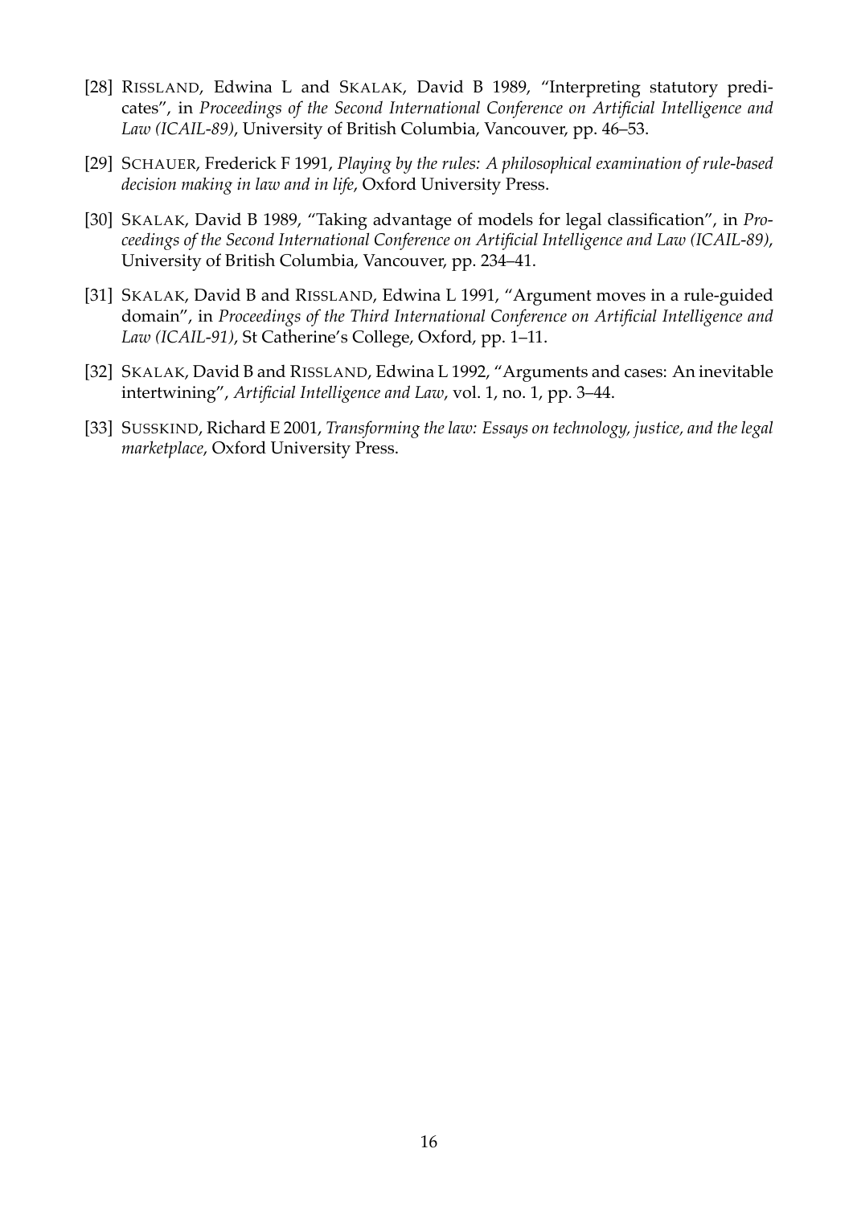[28] RISSLAND, Edwina L and SKALAK, David B 1989, "Interpreting statutory predicates", in *Proceedings of the Second International Conference on Artificial Intelligence and Law (ICAIL-89)*, University of British Columbia, Vancouver, pp. 46–53.

[29] SCHAUER, Frederick F 1991, *Playing by the rules: A philosophical examination of rule-based decision making in law and in life*, Oxford University Press.

[30] SKALAK, David B 1989, "Taking advantage of models for legal classification", in *Proceedings of the Second International Conference on Artificial Intelligence and Law (ICAIL-89)*, University of British Columbia, Vancouver, pp. 234–41.

[31] SKALAK, David B and RISSLAND, Edwina L 1991, "Argument moves in a rule-guided domain", in *Proceedings of the Third International Conference on Artificial Intelligence and Law (ICAIL-91)*, St Catherine's College, Oxford, pp. 1–11.

[32] SKALAK, David B and RISSLAND, Edwina L 1992, "Arguments and cases: An inevitable intertwining", *Artificial Intelligence and Law*, vol. 1, no. 1, pp. 3–44.

[33] SUSSKIND, Richard E 2001, *Transforming the law: Essays on technology, justice, and the legal marketplace*, Oxford University Press.